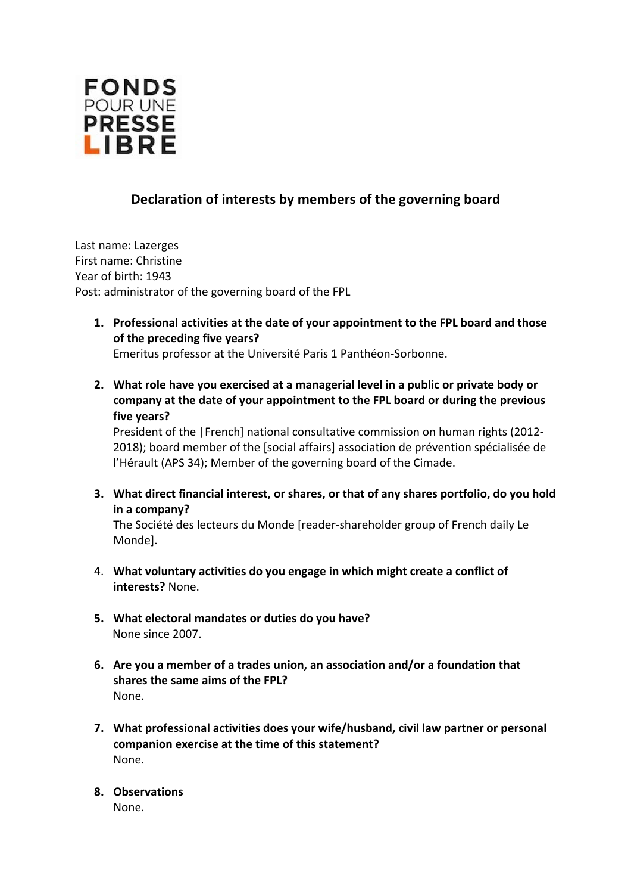FONDS POUR UNE PRESSE LIBRE

## Declaration of interests by members of the governing board

Last name: Lazerges
First name: Christine
Year of birth: 1943
Post: administrator of the governing board of the FPL

1. **Professional activities at the date of your appointment to the FPL board and those of the preceding five years?**
   Emeritus professor at the Université Paris 1 Panthéon-Sorbonne.

2. **What role have you exercised at a managerial level in a public or private body or company at the date of your appointment to the FPL board or during the previous five years?**
   President of the |French] national consultative commission on human rights (2012-2018); board member of the [social affairs] association de prévention spécialisée de l'Hérault (APS 34); Member of the governing board of the Cimade.

3. **What direct financial interest, or shares, or that of any shares portfolio, do you hold in a company?**
   The Société des lecteurs du Monde [reader-shareholder group of French daily Le Monde].

4. **What voluntary activities do you engage in which might create a conflict of interests?** None.

5. **What electoral mandates or duties do you have?**
   None since 2007.

6. **Are you a member of a trades union, an association and/or a foundation that shares the same aims of the FPL?**
   None.

7. **What professional activities does your wife/husband, civil law partner or personal companion exercise at the time of this statement?**
   None.

8. **Observations**
   None.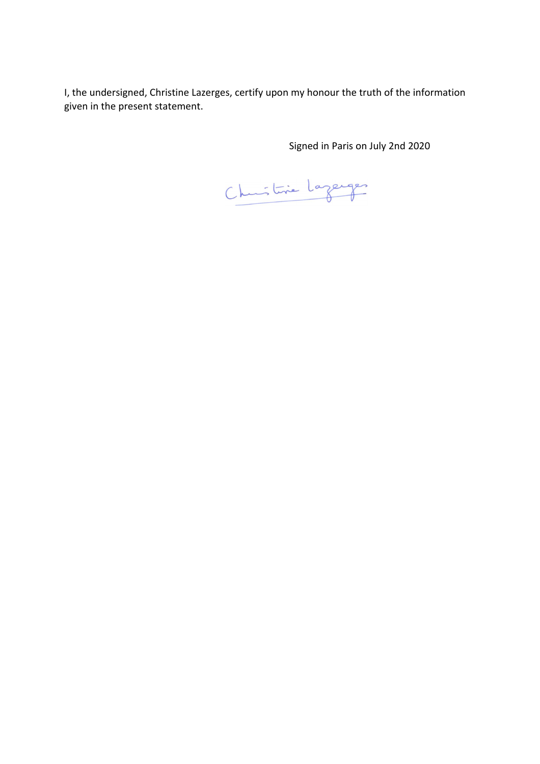I, the undersigned, Christine Lazerges, certify upon my honour the truth of the information given in the present statement.

Signed in Paris on July 2nd 2020

Christine Lazerges